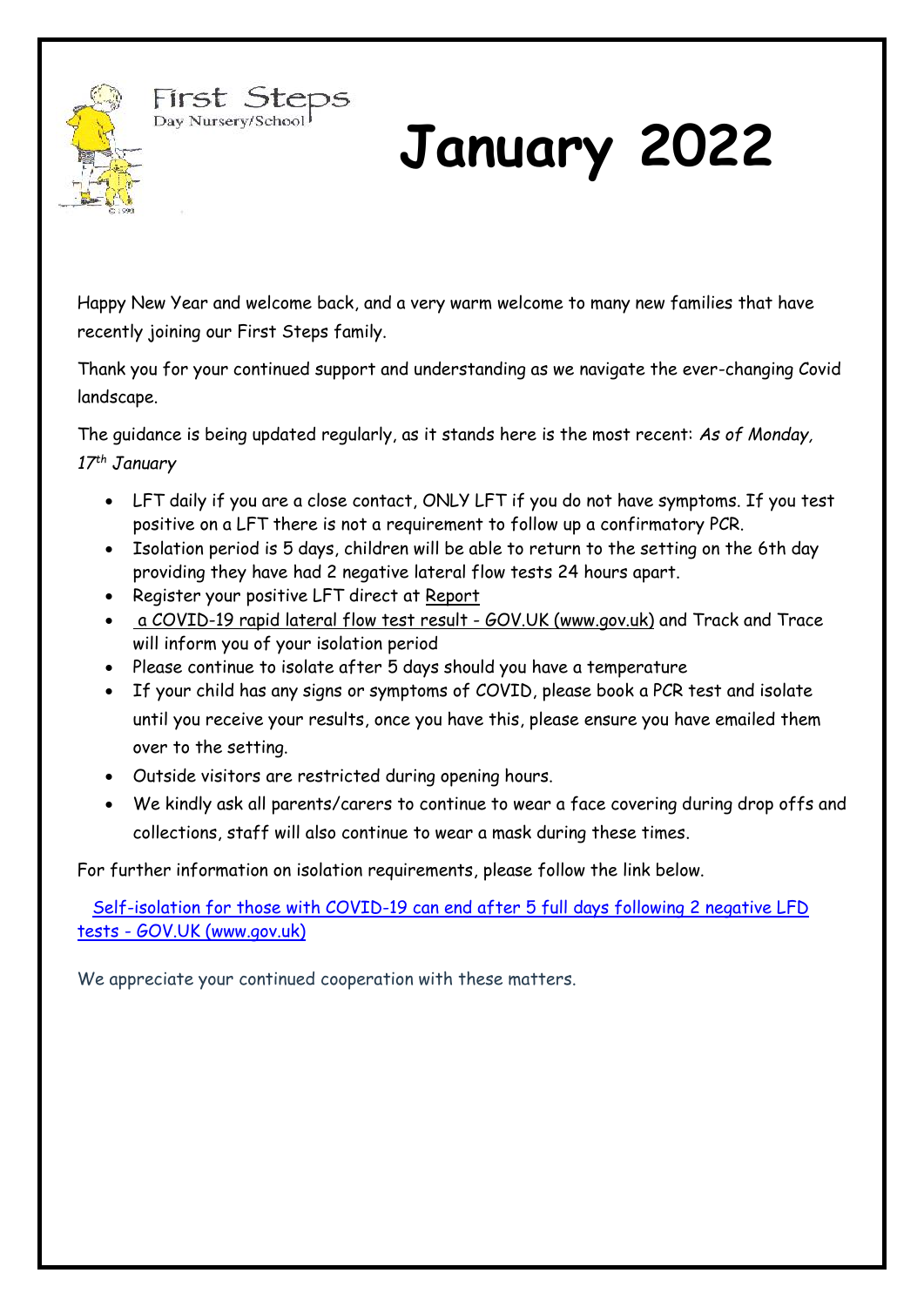First Steps
Day Nursery/School

# January 2022

Happy New Year and welcome back, and a very warm welcome to many new families that have recently joining our First Steps family.

Thank you for your continued support and understanding as we navigate the ever-changing Covid landscape.

The guidance is being updated regularly, as it stands here is the most recent: *As of Monday, 17th January*

- LFT daily if you are a close contact, ONLY LFT if you do not have symptoms. If you test positive on a LFT there is not a requirement to follow up a confirmatory PCR.
- Isolation period is 5 days, children will be able to return to the setting on the 6th day providing they have had 2 negative lateral flow tests 24 hours apart.
- Register your positive LFT direct at Report
- a COVID-19 rapid lateral flow test result - GOV.UK (www.gov.uk) and Track and Trace will inform you of your isolation period
- Please continue to isolate after 5 days should you have a temperature
- If your child has any signs or symptoms of COVID, please book a PCR test and isolate until you receive your results, once you have this, please ensure you have emailed them over to the setting.
- Outside visitors are restricted during opening hours.
- We kindly ask all parents/carers to continue to wear a face covering during drop offs and collections, staff will also continue to wear a mask during these times.

For further information on isolation requirements, please follow the link below.

Self-isolation for those with COVID-19 can end after 5 full days following 2 negative LFD tests - GOV.UK (www.gov.uk)

We appreciate your continued cooperation with these matters.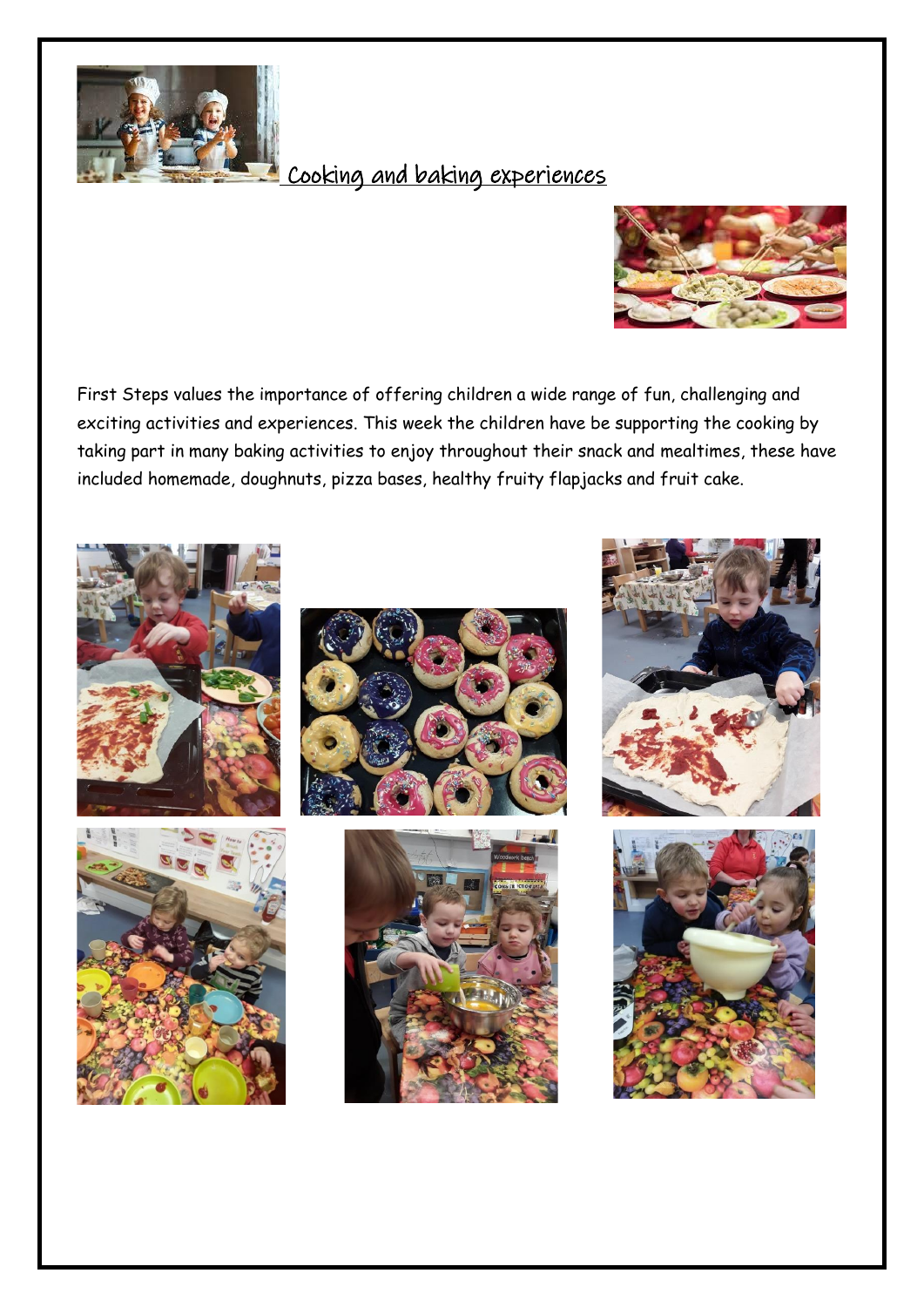## Cooking and baking experiences

First Steps values the importance of offering children a wide range of fun, challenging and exciting activities and experiences. This week the children have be supporting the cooking by taking part in many baking activities to enjoy throughout their snack and mealtimes, these have included homemade, doughnuts, pizza bases, healthy fruity flapjacks and fruit cake.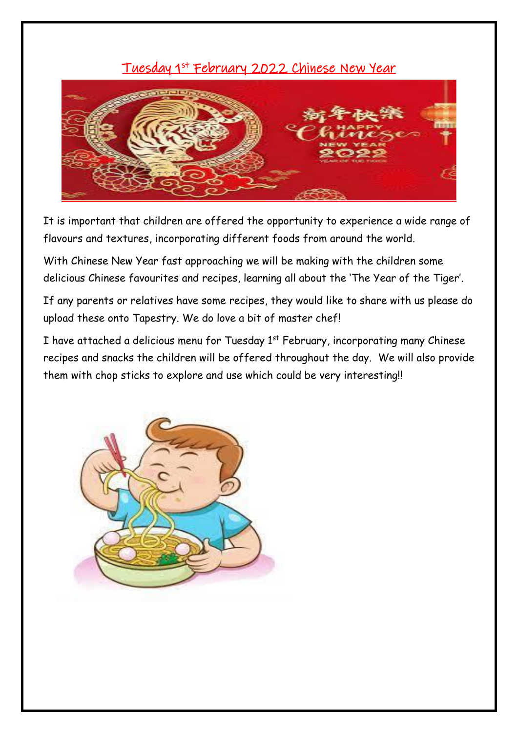# Tuesday 1st February 2022 Chinese New Year

It is important that children are offered the opportunity to experience a wide range of flavours and textures, incorporating different foods from around the world.

With Chinese New Year fast approaching we will be making with the children some delicious Chinese favourites and recipes, learning all about the 'The Year of the Tiger'.

If any parents or relatives have some recipes, they would like to share with us please do upload these onto Tapestry. We do love a bit of master chef!

I have attached a delicious menu for Tuesday 1st February, incorporating many Chinese recipes and snacks the children will be offered throughout the day. We will also provide them with chop sticks to explore and use which could be very interesting!!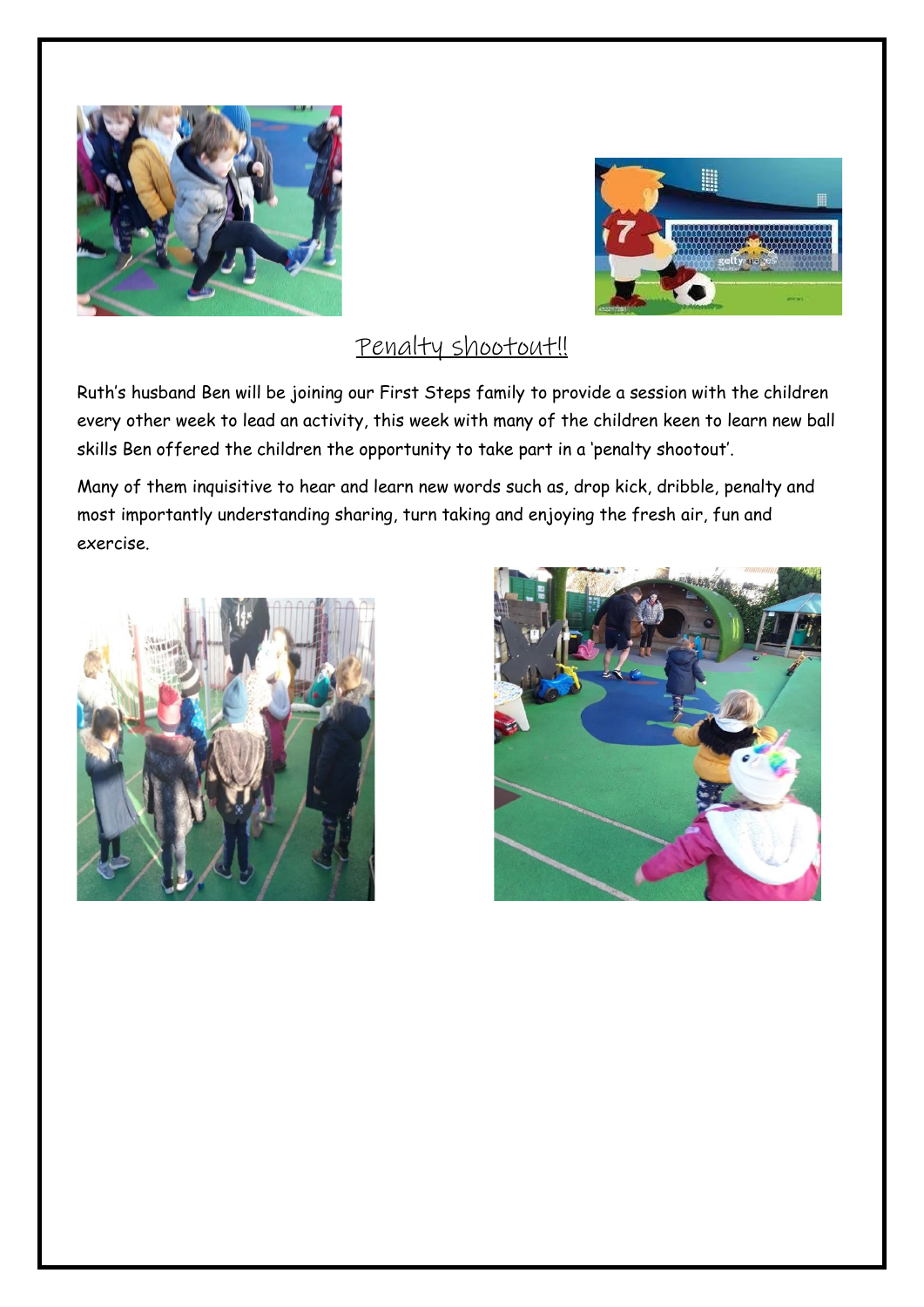## Penalty shootout!!

Ruth's husband Ben will be joining our First Steps family to provide a session with the children every other week to lead an activity, this week with many of the children keen to learn new ball skills Ben offered the children the opportunity to take part in a 'penalty shootout'.

Many of them inquisitive to hear and learn new words such as, drop kick, dribble, penalty and most importantly understanding sharing, turn taking and enjoying the fresh air, fun and exercise.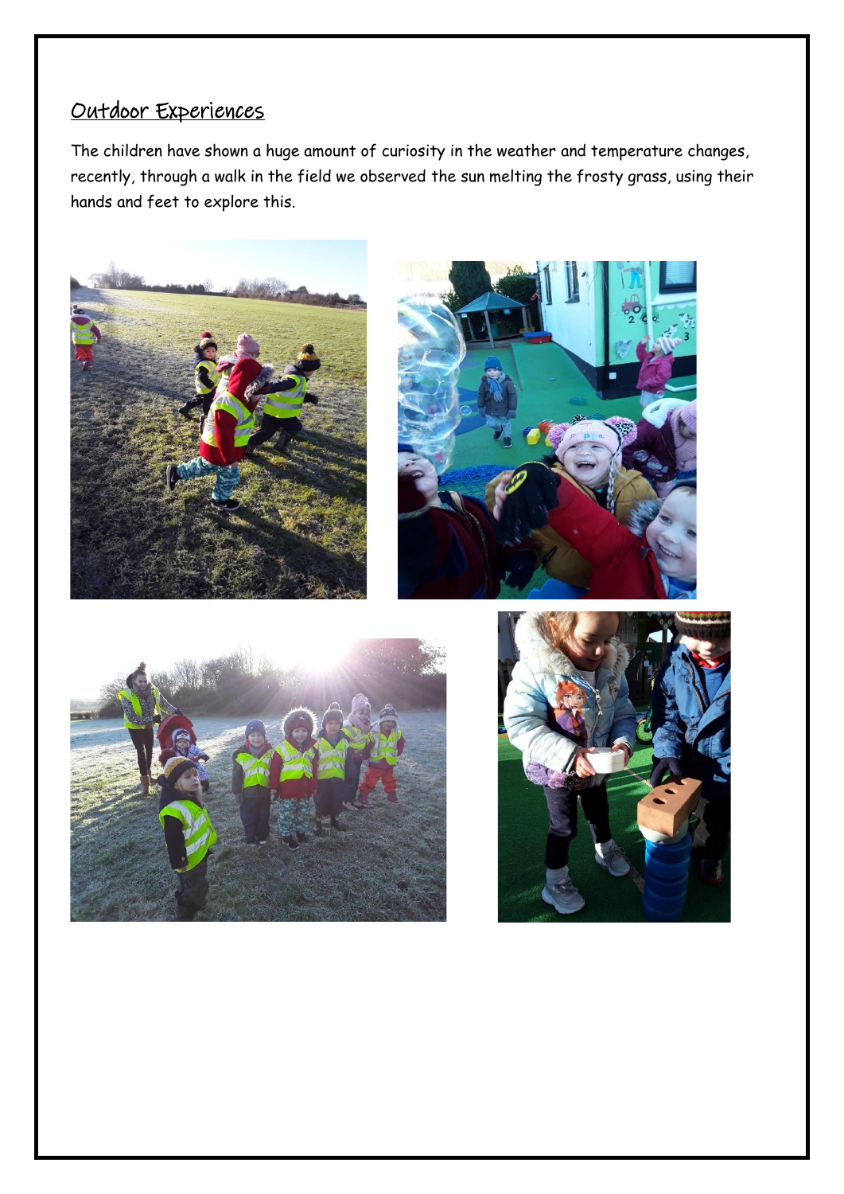## Outdoor Experiences

The children have shown a huge amount of curiosity in the weather and temperature changes, recently, through a walk in the field we observed the sun melting the frosty grass, using their hands and feet to explore this.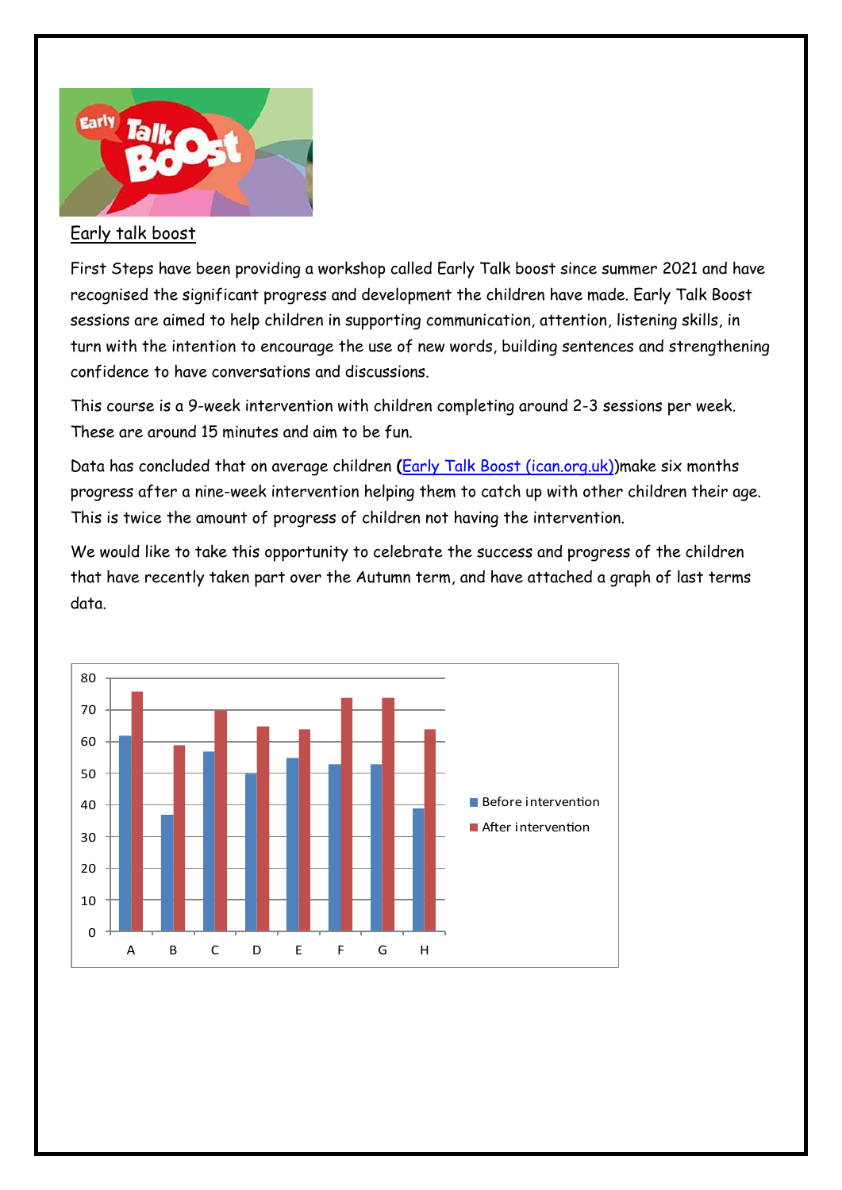Early talk boost

First Steps have been providing a workshop called Early Talk boost since summer 2021 and have recognised the significant progress and development the children have made. Early Talk Boost sessions are aimed to help children in supporting communication, attention, listening skills, in turn with the intention to encourage the use of new words, building sentences and strengthening confidence to have conversations and discussions.

This course is a 9-week intervention with children completing around 2-3 sessions per week. These are around 15 minutes and aim to be fun.

Data has concluded that on average children **(**Early Talk Boost (ican.org.uk))make six months progress after a nine-week intervention helping them to catch up with other children their age. This is twice the amount of progress of children not having the intervention.

We would like to take this opportunity to celebrate the success and progress of the children that have recently taken part over the Autumn term, and have attached a graph of last terms data.

| | Before intervention | After intervention |
|---|---|---|
| A | 62 | 76 |
| B | 37 | 59 |
| C | 57 | 70 |
| D | 50 | 65 |
| E | 55 | 64 |
| F | 53 | 74 |
| G | 53 | 74 |
| H | 39 | 64 |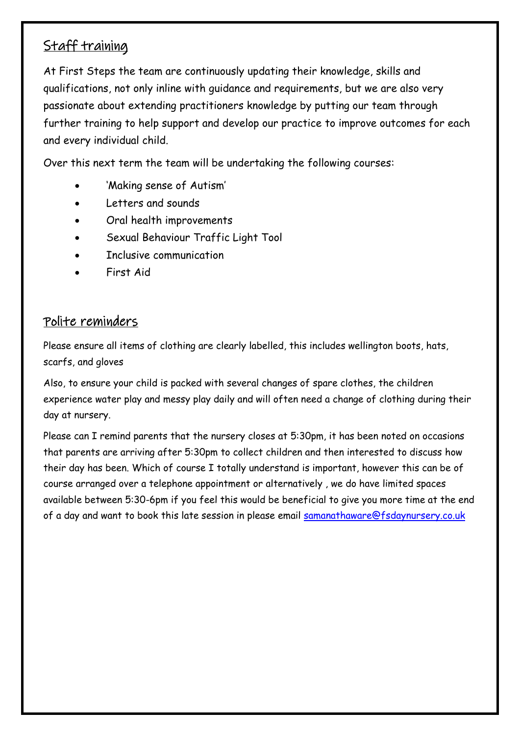## Staff training

At First Steps the team are continuously updating their knowledge, skills and qualifications, not only inline with guidance and requirements, but we are also very passionate about extending practitioners knowledge by putting our team through further training to help support and develop our practice to improve outcomes for each and every individual child.

Over this next term the team will be undertaking the following courses:

- 'Making sense of Autism'
- Letters and sounds
- Oral health improvements
- Sexual Behaviour Traffic Light Tool
- Inclusive communication
- First Aid

## Polite reminders

Please ensure all items of clothing are clearly labelled, this includes wellington boots, hats, scarfs, and gloves

Also, to ensure your child is packed with several changes of spare clothes, the children experience water play and messy play daily and will often need a change of clothing during their day at nursery.

Please can I remind parents that the nursery closes at 5:30pm, it has been noted on occasions that parents are arriving after 5:30pm to collect children and then interested to discuss how their day has been. Which of course I totally understand is important, however this can be of course arranged over a telephone appointment or alternatively , we do have limited spaces available between 5:30-6pm if you feel this would be beneficial to give you more time at the end of a day and want to book this late session in please email samanathaware@fsdaynursery.co.uk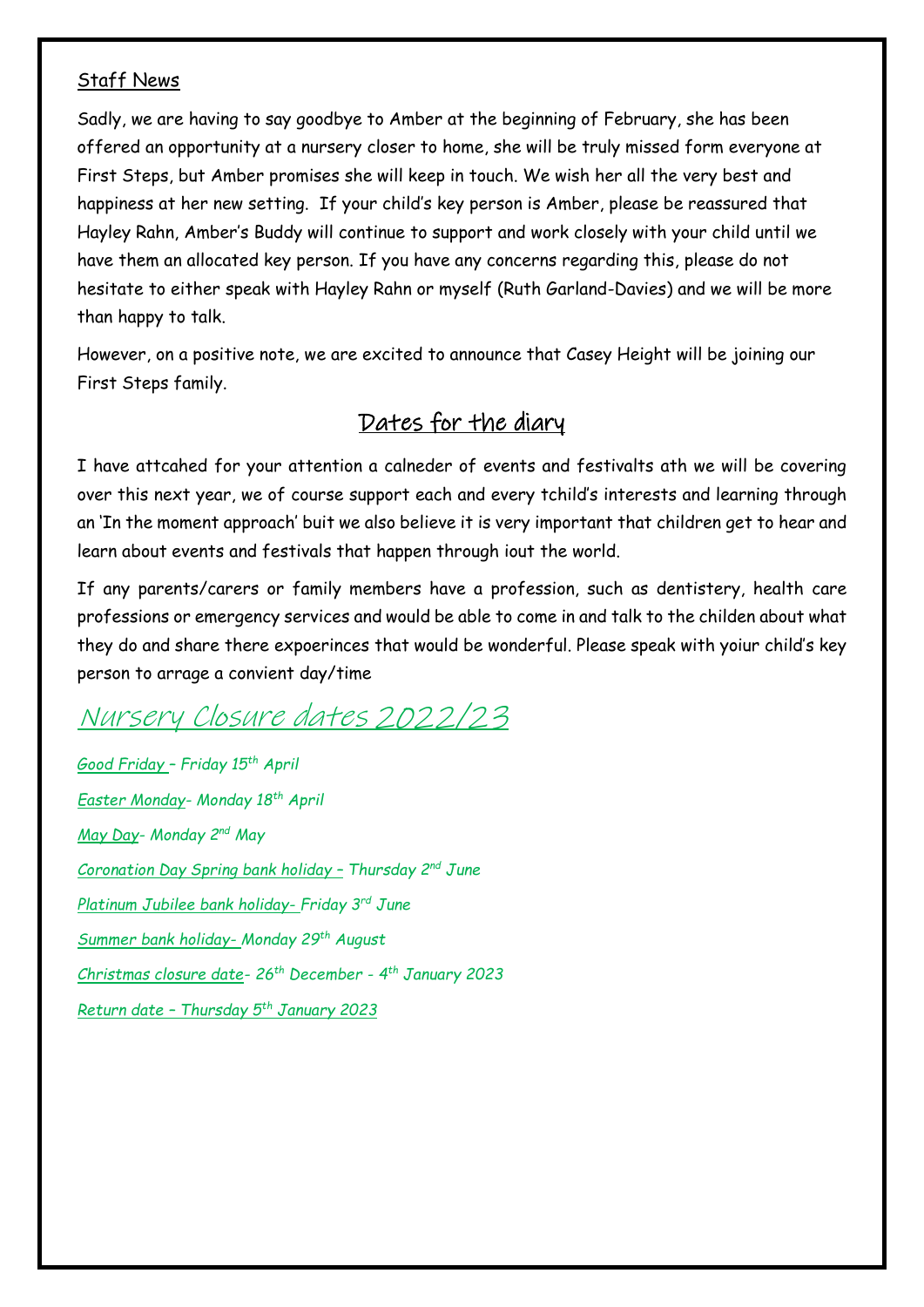## Staff News

Sadly, we are having to say goodbye to Amber at the beginning of February, she has been offered an opportunity at a nursery closer to home, she will be truly missed form everyone at First Steps, but Amber promises she will keep in touch. We wish her all the very best and happiness at her new setting. If your child's key person is Amber, please be reassured that Hayley Rahn, Amber's Buddy will continue to support and work closely with your child until we have them an allocated key person. If you have any concerns regarding this, please do not hesitate to either speak with Hayley Rahn or myself (Ruth Garland-Davies) and we will be more than happy to talk.

However, on a positive note, we are excited to announce that Casey Height will be joining our First Steps family.

## Dates for the diary

I have attcahed for your attention a calneder of events and festivalts ath we will be covering over this next year, we of course support each and every tchild's interests and learning through an 'In the moment approach' buit we also believe it is very important that children get to hear and learn about events and festivals that happen through iout the world.

If any parents/carers or family members have a profession, such as dentistery, health care professions or emergency services and would be able to come in and talk to the childen about what they do and share there expoerinces that would be wonderful. Please speak with yoiur child's key person to arrage a convient day/time

## Nursery Closure dates 2022/23

*Good Friday – Friday 15th April*

*Easter Monday- Monday 18th April*

*May Day- Monday 2nd May*

*Coronation Day Spring bank holiday – Thursday 2nd June*

*Platinum Jubilee bank holiday- Friday 3rd June*

*Summer bank holiday- Monday 29th August*

*Christmas closure date- 26th December - 4th January 2023*

*Return date – Thursday 5th January 2023*